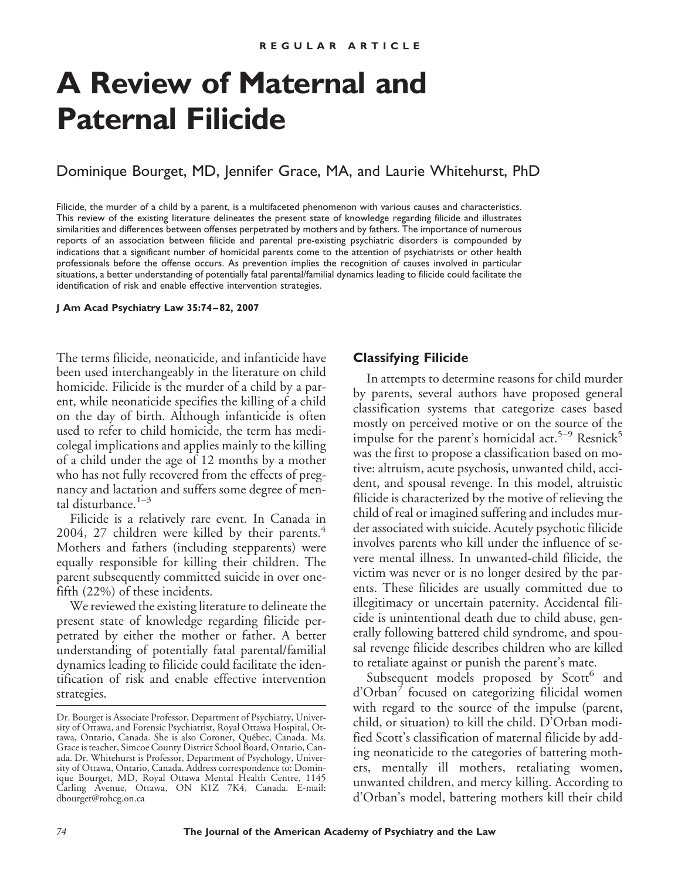REGULAR ARTICLE

# A Review of Maternal and Paternal Filicide

Dominique Bourget, MD, Jennifer Grace, MA, and Laurie Whitehurst, PhD

Filicide, the murder of a child by a parent, is a multifaceted phenomenon with various causes and characteristics. This review of the existing literature delineates the present state of knowledge regarding filicide and illustrates similarities and differences between offenses perpetrated by mothers and by fathers. The importance of numerous reports of an association between filicide and parental pre-existing psychiatric disorders is compounded by indications that a significant number of homicidal parents come to the attention of psychiatrists or other health professionals before the offense occurs. As prevention implies the recognition of causes involved in particular situations, a better understanding of potentially fatal parental/familial dynamics leading to filicide could facilitate the identification of risk and enable effective intervention strategies.

**J Am Acad Psychiatry Law 35:74–82, 2007**

The terms filicide, neonaticide, and infanticide have been used interchangeably in the literature on child homicide. Filicide is the murder of a child by a parent, while neonaticide specifies the killing of a child on the day of birth. Although infanticide is often used to refer to child homicide, the term has medicolegal implications and applies mainly to the killing of a child under the age of 12 months by a mother who has not fully recovered from the effects of pregnancy and lactation and suffers some degree of mental disturbance.[1–3]

Filicide is a relatively rare event. In Canada in 2004, 27 children were killed by their parents.[4] Mothers and fathers (including stepparents) were equally responsible for killing their children. The parent subsequently committed suicide in over one-fifth (22%) of these incidents.

We reviewed the existing literature to delineate the present state of knowledge regarding filicide perpetrated by either the mother or father. A better understanding of potentially fatal parental/familial dynamics leading to filicide could facilitate the identification of risk and enable effective intervention strategies.

Dr. Bourget is Associate Professor, Department of Psychiatry, University of Ottawa, and Forensic Psychiatrist, Royal Ottawa Hospital, Ottawa, Ontario, Canada. She is also Coroner, Québec, Canada. Ms. Grace is teacher, Simcoe County District School Board, Ontario, Canada. Dr. Whitehurst is Professor, Department of Psychology, University of Ottawa, Ontario, Canada. Address correspondence to: Dominique Bourget, MD, Royal Ottawa Mental Health Centre, 1145 Carling Avenue, Ottawa, ON K1Z 7K4, Canada. E-mail: dbourget@rohcg.on.ca

## Classifying Filicide

In attempts to determine reasons for child murder by parents, several authors have proposed general classification systems that categorize cases based mostly on perceived motive or on the source of the impulse for the parent's homicidal act.[5–9] Resnick[5] was the first to propose a classification based on motive: altruism, acute psychosis, unwanted child, accident, and spousal revenge. In this model, altruistic filicide is characterized by the motive of relieving the child of real or imagined suffering and includes murder associated with suicide. Acutely psychotic filicide involves parents who kill under the influence of severe mental illness. In unwanted-child filicide, the victim was never or is no longer desired by the parents. These filicides are usually committed due to illegitimacy or uncertain paternity. Accidental filicide is unintentional death due to child abuse, generally following battered child syndrome, and spousal revenge filicide describes children who are killed to retaliate against or punish the parent's mate.

Subsequent models proposed by Scott[6] and d'Orban[7] focused on categorizing filicidal women with regard to the source of the impulse (parent, child, or situation) to kill the child. D'Orban modified Scott's classification of maternal filicide by adding neonaticide to the categories of battering mothers, mentally ill mothers, retaliating women, unwanted children, and mercy killing. According to d'Orban's model, battering mothers kill their child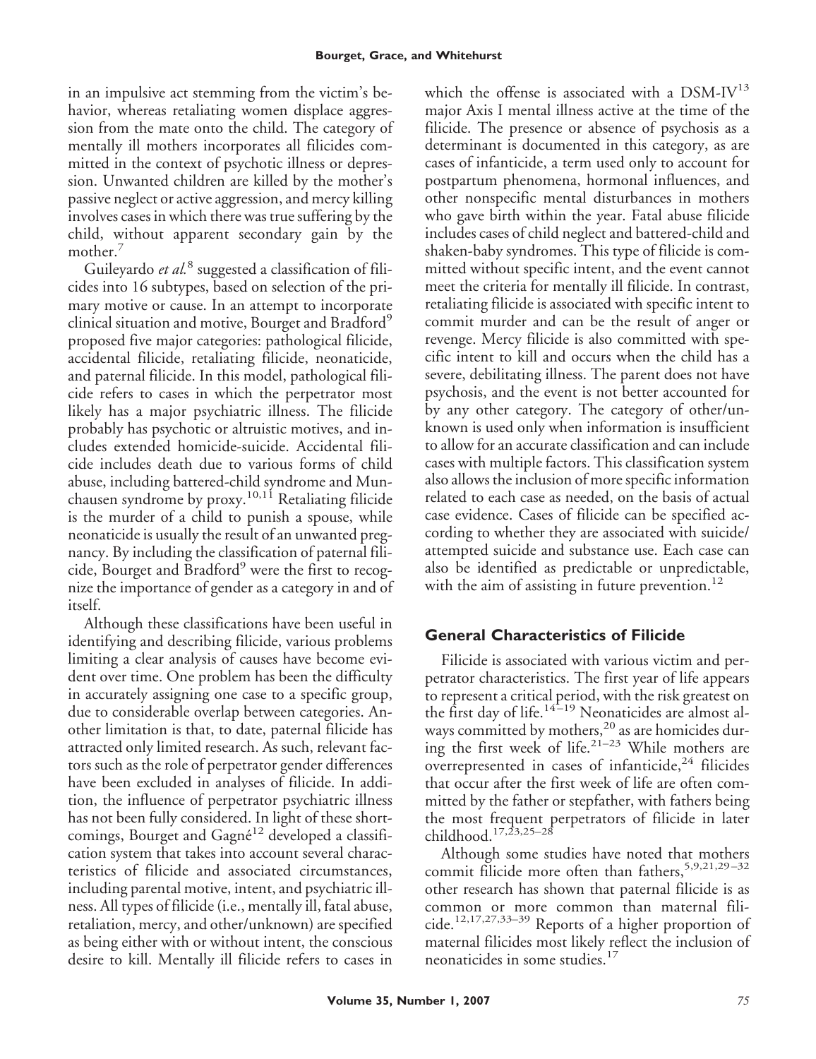in an impulsive act stemming from the victim's behavior, whereas retaliating women displace aggression from the mate onto the child. The category of mentally ill mothers incorporates all filicides committed in the context of psychotic illness or depression. Unwanted children are killed by the mother's passive neglect or active aggression, and mercy killing involves cases in which there was true suffering by the child, without apparent secondary gain by the mother.[7]

Guileyardo *et al.*[8] suggested a classification of filicides into 16 subtypes, based on selection of the primary motive or cause. In an attempt to incorporate clinical situation and motive, Bourget and Bradford[9] proposed five major categories: pathological filicide, accidental filicide, retaliating filicide, neonaticide, and paternal filicide. In this model, pathological filicide refers to cases in which the perpetrator most likely has a major psychiatric illness. The filicide probably has psychotic or altruistic motives, and includes extended homicide-suicide. Accidental filicide includes death due to various forms of child abuse, including battered-child syndrome and Munchausen syndrome by proxy.[10,11] Retaliating filicide is the murder of a child to punish a spouse, while neonaticide is usually the result of an unwanted pregnancy. By including the classification of paternal filicide, Bourget and Bradford[9] were the first to recognize the importance of gender as a category in and of itself.

Although these classifications have been useful in identifying and describing filicide, various problems limiting a clear analysis of causes have become evident over time. One problem has been the difficulty in accurately assigning one case to a specific group, due to considerable overlap between categories. Another limitation is that, to date, paternal filicide has attracted only limited research. As such, relevant factors such as the role of perpetrator gender differences have been excluded in analyses of filicide. In addition, the influence of perpetrator psychiatric illness has not been fully considered. In light of these shortcomings, Bourget and Gagné[12] developed a classification system that takes into account several characteristics of filicide and associated circumstances, including parental motive, intent, and psychiatric illness. All types of filicide (i.e., mentally ill, fatal abuse, retaliation, mercy, and other/unknown) are specified as being either with or without intent, the conscious desire to kill. Mentally ill filicide refers to cases in which the offense is associated with a DSM-IV[13] major Axis I mental illness active at the time of the filicide. The presence or absence of psychosis as a determinant is documented in this category, as are cases of infanticide, a term used only to account for postpartum phenomena, hormonal influences, and other nonspecific mental disturbances in mothers who gave birth within the year. Fatal abuse filicide includes cases of child neglect and battered-child and shaken-baby syndromes. This type of filicide is committed without specific intent, and the event cannot meet the criteria for mentally ill filicide. In contrast, retaliating filicide is associated with specific intent to commit murder and can be the result of anger or revenge. Mercy filicide is also committed with specific intent to kill and occurs when the child has a severe, debilitating illness. The parent does not have psychosis, and the event is not better accounted for by any other category. The category of other/unknown is used only when information is insufficient to allow for an accurate classification and can include cases with multiple factors. This classification system also allows the inclusion of more specific information related to each case as needed, on the basis of actual case evidence. Cases of filicide can be specified according to whether they are associated with suicide/attempted suicide and substance use. Each case can also be identified as predictable or unpredictable, with the aim of assisting in future prevention.[12]

## General Characteristics of Filicide

Filicide is associated with various victim and perpetrator characteristics. The first year of life appears to represent a critical period, with the risk greatest on the first day of life.[14–19] Neonaticides are almost always committed by mothers,[20] as are homicides during the first week of life.[21–23] While mothers are overrepresented in cases of infanticide,[24] filicides that occur after the first week of life are often committed by the father or stepfather, with fathers being the most frequent perpetrators of filicide in later childhood.[17,23,25–28]

Although some studies have noted that mothers commit filicide more often than fathers,[5,9,21,29–32] other research has shown that paternal filicide is as common or more common than maternal filicide.[12,17,27,33–39] Reports of a higher proportion of maternal filicides most likely reflect the inclusion of neonaticides in some studies.[17]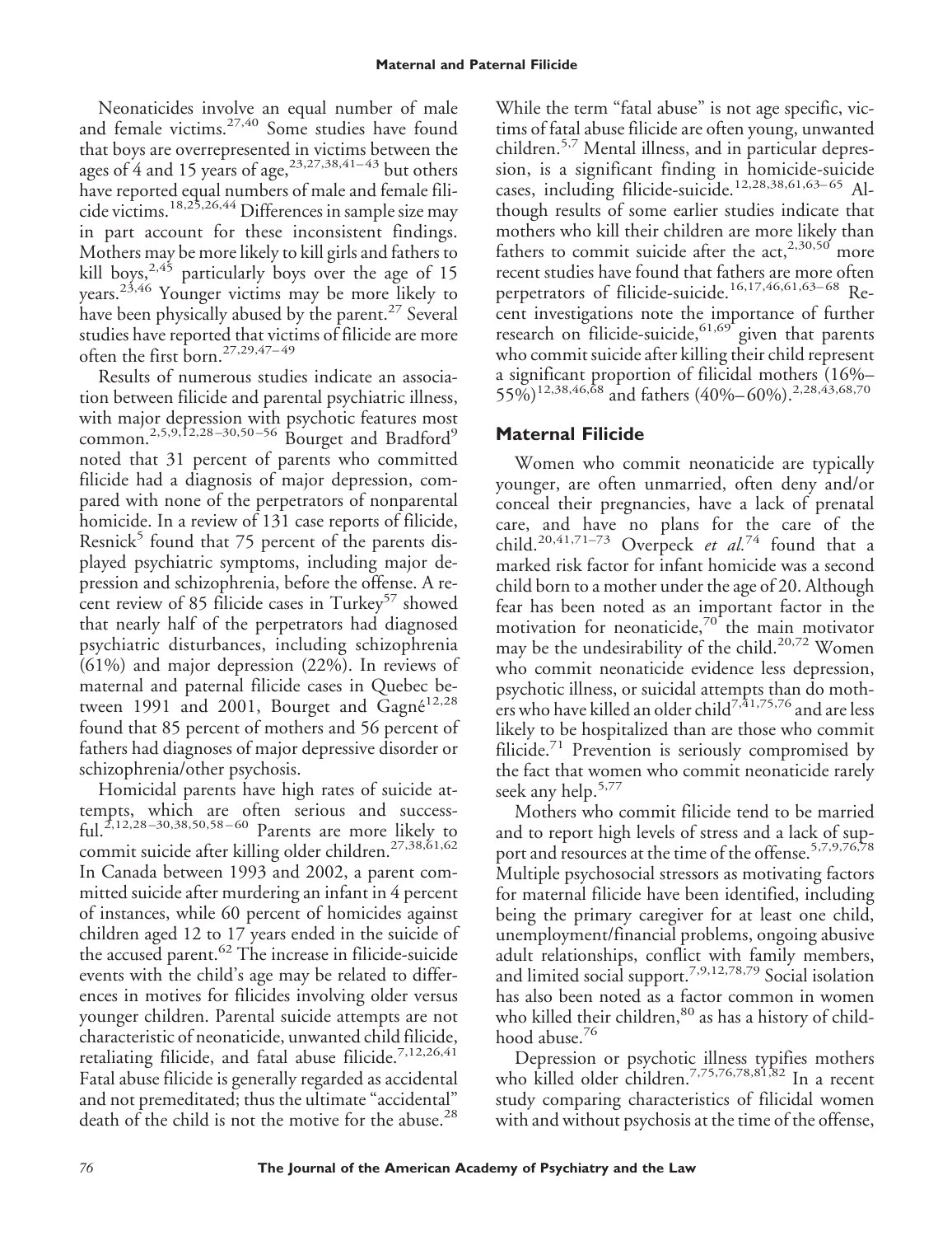Neonaticides involve an equal number of male and female victims.[27,40] Some studies have found that boys are overrepresented in victims between the ages of 4 and 15 years of age,[23,27,38,41–43] but others have reported equal numbers of male and female filicide victims.[18,25,26,44] Differences in sample size may in part account for these inconsistent findings. Mothers may be more likely to kill girls and fathers to kill boys,[2,45] particularly boys over the age of 15 years.[23,46] Younger victims may be more likely to have been physically abused by the parent.[27] Several studies have reported that victims of filicide are more often the first born.[27,29,47–49]

Results of numerous studies indicate an association between filicide and parental psychiatric illness, with major depression with psychotic features most common.[2,5,9,12,28–30,50–56] Bourget and Bradford[9] noted that 31 percent of parents who committed filicide had a diagnosis of major depression, compared with none of the perpetrators of nonparental homicide. In a review of 131 case reports of filicide, Resnick[5] found that 75 percent of the parents displayed psychiatric symptoms, including major depression and schizophrenia, before the offense. A recent review of 85 filicide cases in Turkey[57] showed that nearly half of the perpetrators had diagnosed psychiatric disturbances, including schizophrenia (61%) and major depression (22%). In reviews of maternal and paternal filicide cases in Quebec between 1991 and 2001, Bourget and Gagné[12,28] found that 85 percent of mothers and 56 percent of fathers had diagnoses of major depressive disorder or schizophrenia/other psychosis.

Homicidal parents have high rates of suicide attempts, which are often serious and successful.[2,12,28–30,38,50,58–60] Parents are more likely to commit suicide after killing older children.[27,38,61,62] In Canada between 1993 and 2002, a parent committed suicide after murdering an infant in 4 percent of instances, while 60 percent of homicides against children aged 12 to 17 years ended in the suicide of the accused parent.[62] The increase in filicide-suicide events with the child's age may be related to differences in motives for filicides involving older versus younger children. Parental suicide attempts are not characteristic of neonaticide, unwanted child filicide, retaliating filicide, and fatal abuse filicide.[7,12,26,41] Fatal abuse filicide is generally regarded as accidental and not premeditated; thus the ultimate "accidental" death of the child is not the motive for the abuse.[28] While the term "fatal abuse" is not age specific, victims of fatal abuse filicide are often young, unwanted children.[5,7] Mental illness, and in particular depression, is a significant finding in homicide-suicide cases, including filicide-suicide.[12,28,38,61,63–65] Although results of some earlier studies indicate that mothers who kill their children are more likely than fathers to commit suicide after the act,[2,30,50] more recent studies have found that fathers are more often perpetrators of filicide-suicide.[16,17,46,61,63–68] Recent investigations note the importance of further research on filicide-suicide,[61,69] given that parents who commit suicide after killing their child represent a significant proportion of filicidal mothers (16%–55%)[12,38,46,68] and fathers (40%–60%).[2,28,43,68,70]

## Maternal Filicide

Women who commit neonaticide are typically younger, are often unmarried, often deny and/or conceal their pregnancies, have a lack of prenatal care, and have no plans for the care of the child.[20,41,71–73] Overpeck *et al.*[74] found that a marked risk factor for infant homicide was a second child born to a mother under the age of 20. Although fear has been noted as an important factor in the motivation for neonaticide,[70] the main motivator may be the undesirability of the child.[20,72] Women who commit neonaticide evidence less depression, psychotic illness, or suicidal attempts than do mothers who have killed an older child[7,41,75,76] and are less likely to be hospitalized than are those who commit filicide.[71] Prevention is seriously compromised by the fact that women who commit neonaticide rarely seek any help.[5,77]

Mothers who commit filicide tend to be married and to report high levels of stress and a lack of support and resources at the time of the offense.[5,7,9,76,78] Multiple psychosocial stressors as motivating factors for maternal filicide have been identified, including being the primary caregiver for at least one child, unemployment/financial problems, ongoing abusive adult relationships, conflict with family members, and limited social support.[7,9,12,78,79] Social isolation has also been noted as a factor common in women who killed their children,[80] as has a history of childhood abuse.[76]

Depression or psychotic illness typifies mothers who killed older children.[7,75,76,78,81,82] In a recent study comparing characteristics of filicidal women with and without psychosis at the time of the offense,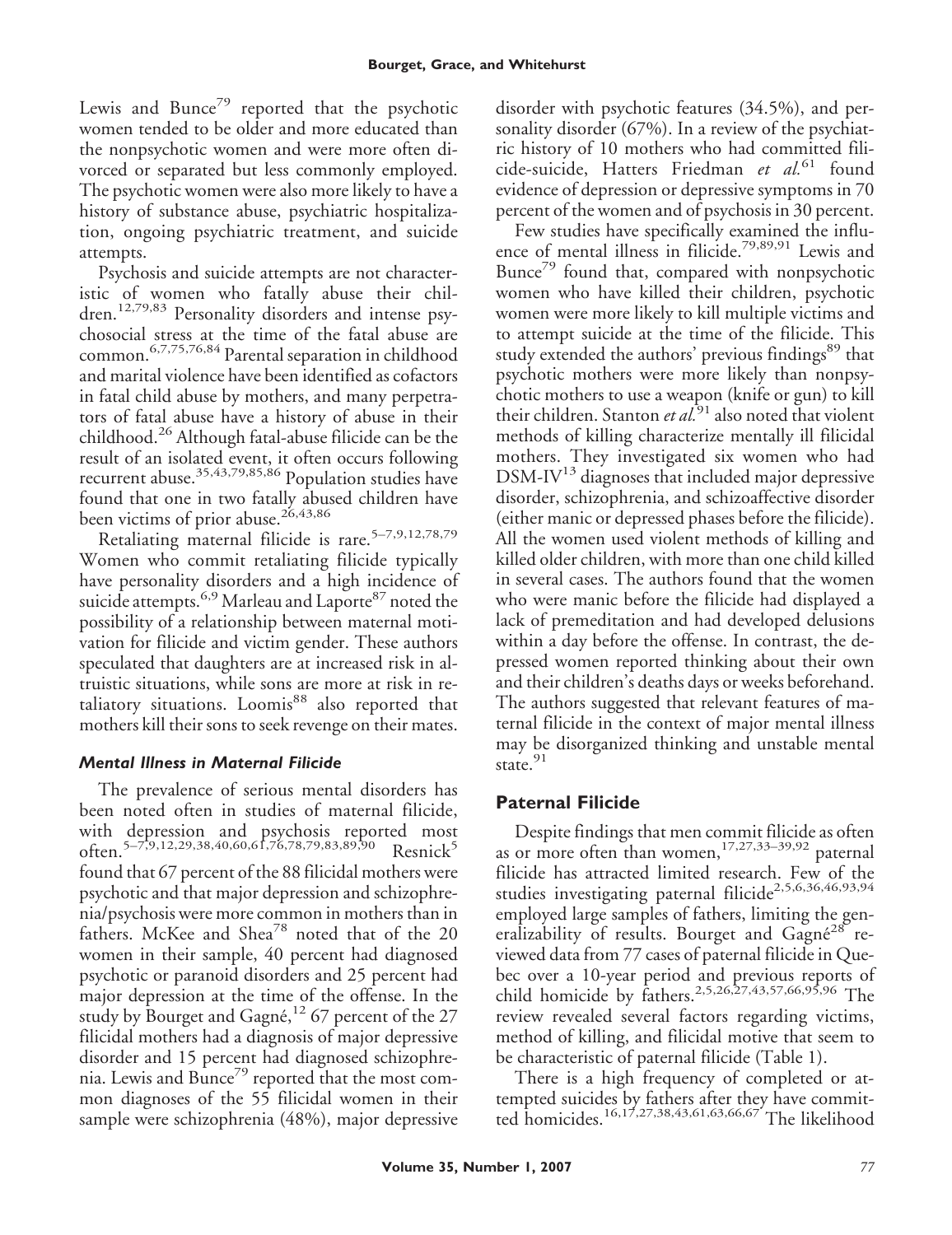Lewis and Bunce[79] reported that the psychotic women tended to be older and more educated than the nonpsychotic women and were more often divorced or separated but less commonly employed. The psychotic women were also more likely to have a history of substance abuse, psychiatric hospitalization, ongoing psychiatric treatment, and suicide attempts.

Psychosis and suicide attempts are not characteristic of women who fatally abuse their children.[12,79,83] Personality disorders and intense psychosocial stress at the time of the fatal abuse are common.[6,7,75,76,84] Parental separation in childhood and marital violence have been identified as cofactors in fatal child abuse by mothers, and many perpetrators of fatal abuse have a history of abuse in their childhood.[26] Although fatal-abuse filicide can be the result of an isolated event, it often occurs following recurrent abuse.[35,43,79,85,86] Population studies have found that one in two fatally abused children have been victims of prior abuse.[26,43,86]

Retaliating maternal filicide is rare.[5–7,9,12,78,79] Women who commit retaliating filicide typically have personality disorders and a high incidence of suicide attempts.[6,9] Marleau and Laporte[87] noted the possibility of a relationship between maternal motivation for filicide and victim gender. These authors speculated that daughters are at increased risk in altruistic situations, while sons are more at risk in retaliatory situations. Loomis[88] also reported that mothers kill their sons to seek revenge on their mates.

### *Mental Illness in Maternal Filicide*

The prevalence of serious mental disorders has been noted often in studies of maternal filicide, with depression and psychosis reported most often.[5–7,9,12,29,38,40,60,61,76,78,79,83,89,90] Resnick[5] found that 67 percent of the 88 filicidal mothers were psychotic and that major depression and schizophrenia/psychosis were more common in mothers than in fathers. McKee and Shea[78] noted that of the 20 women in their sample, 40 percent had diagnosed psychotic or paranoid disorders and 25 percent had major depression at the time of the offense. In the study by Bourget and Gagné,[12] 67 percent of the 27 filicidal mothers had a diagnosis of major depressive disorder and 15 percent had diagnosed schizophrenia. Lewis and Bunce[79] reported that the most common diagnoses of the 55 filicidal women in their sample were schizophrenia (48%), major depressive disorder with psychotic features (34.5%), and personality disorder (67%). In a review of the psychiatric history of 10 mothers who had committed filicide-suicide, Hatters Friedman *et al.*[61] found evidence of depression or depressive symptoms in 70 percent of the women and of psychosis in 30 percent.

Few studies have specifically examined the influence of mental illness in filicide.[79,89,91] Lewis and Bunce[79] found that, compared with nonpsychotic women who have killed their children, psychotic women were more likely to kill multiple victims and to attempt suicide at the time of the filicide. This study extended the authors' previous findings[89] that psychotic mothers were more likely than nonpsychotic mothers to use a weapon (knife or gun) to kill their children. Stanton *et al.*[91] also noted that violent methods of killing characterize mentally ill filicidal mothers. They investigated six women who had DSM-IV[13] diagnoses that included major depressive disorder, schizophrenia, and schizoaffective disorder (either manic or depressed phases before the filicide). All the women used violent methods of killing and killed older children, with more than one child killed in several cases. The authors found that the women who were manic before the filicide had displayed a lack of premeditation and had developed delusions within a day before the offense. In contrast, the depressed women reported thinking about their own and their children's deaths days or weeks beforehand. The authors suggested that relevant features of maternal filicide in the context of major mental illness may be disorganized thinking and unstable mental state.[91]

## Paternal Filicide

Despite findings that men commit filicide as often as or more often than women,[17,27,33–39,92] paternal filicide has attracted limited research. Few of the studies investigating paternal filicide[2,5,6,36,46,93,94] employed large samples of fathers, limiting the generalizability of results. Bourget and Gagné[28] reviewed data from 77 cases of paternal filicide in Quebec over a 10-year period and previous reports of child homicide by fathers.[2,5,26,27,43,57,66,95,96] The review revealed several factors regarding victims, method of killing, and filicidal motive that seem to be characteristic of paternal filicide (Table 1).

There is a high frequency of completed or attempted suicides by fathers after they have committed homicides.[16,17,27,38,43,61,63,66,67] The likelihood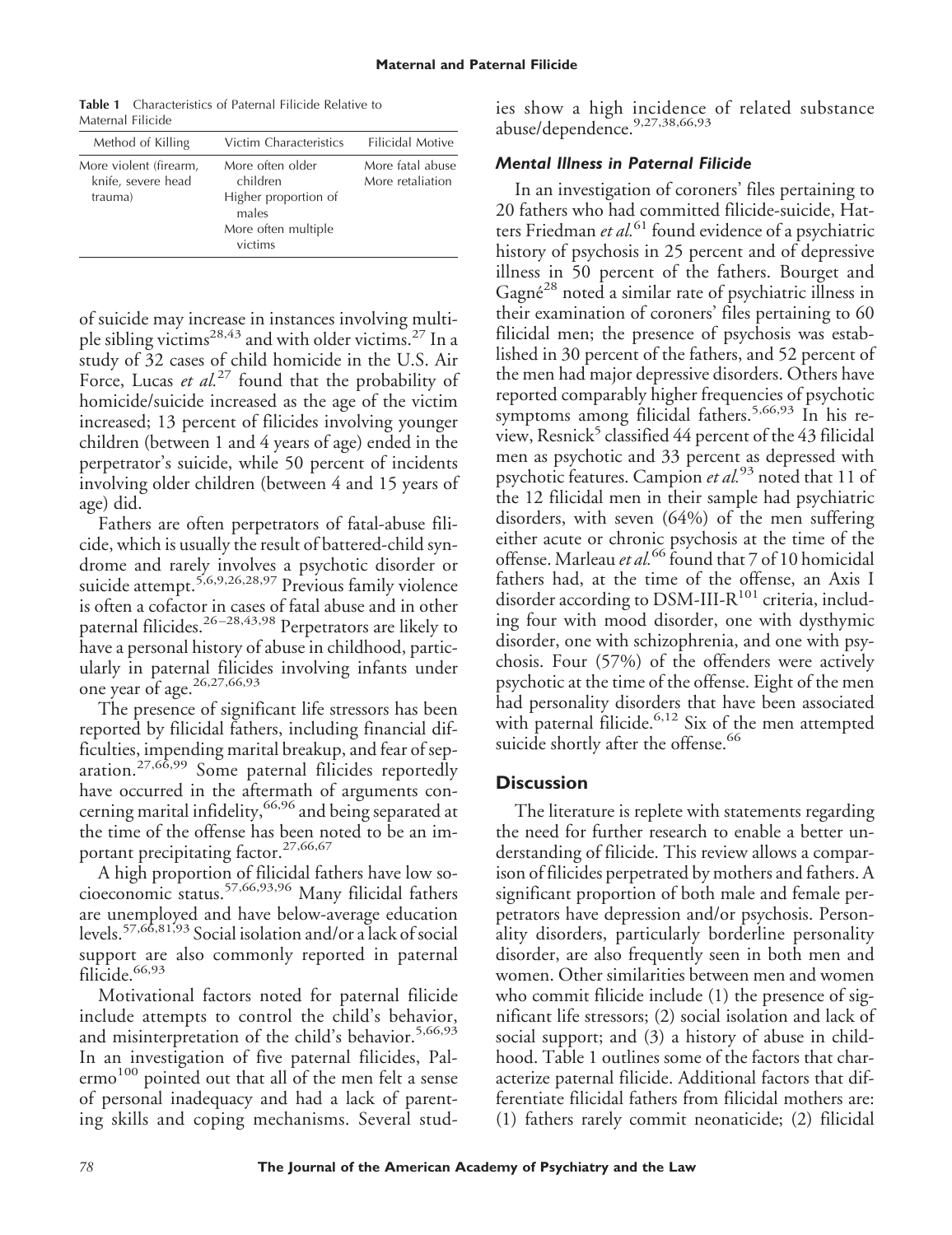**Table 1** Characteristics of Paternal Filicide Relative to Maternal Filicide

| Method of Killing | Victim Characteristics | Filicidal Motive |
| --- | --- | --- |
| More violent (firearm, knife, severe head trauma) | More often older children<br>Higher proportion of males<br>More often multiple victims | More fatal abuse<br>More retaliation |

of suicide may increase in instances involving multiple sibling victims[28,43] and with older victims.[27] In a study of 32 cases of child homicide in the U.S. Air Force, Lucas *et al.*[27] found that the probability of homicide/suicide increased as the age of the victim increased; 13 percent of filicides involving younger children (between 1 and 4 years of age) ended in the perpetrator's suicide, while 50 percent of incidents involving older children (between 4 and 15 years of age) did.

Fathers are often perpetrators of fatal-abuse filicide, which is usually the result of battered-child syndrome and rarely involves a psychotic disorder or suicide attempt.[5,6,9,26,28,97] Previous family violence is often a cofactor in cases of fatal abuse and in other paternal filicides.[26–28,43,98] Perpetrators are likely to have a personal history of abuse in childhood, particularly in paternal filicides involving infants under one year of age.[26,27,66,93]

The presence of significant life stressors has been reported by filicidal fathers, including financial difficulties, impending marital breakup, and fear of separation.[27,66,99] Some paternal filicides reportedly have occurred in the aftermath of arguments concerning marital infidelity,[66,96] and being separated at the time of the offense has been noted to be an important precipitating factor.[27,66,67]

A high proportion of filicidal fathers have low socioeconomic status.[57,66,93,96] Many filicidal fathers are unemployed and have below-average education levels.[57,66,81,93] Social isolation and/or a lack of social support are also commonly reported in paternal filicide.[66,93]

Motivational factors noted for paternal filicide include attempts to control the child's behavior, and misinterpretation of the child's behavior.[5,66,93] In an investigation of five paternal filicides, Palermo[100] pointed out that all of the men felt a sense of personal inadequacy and had a lack of parenting skills and coping mechanisms. Several studies show a high incidence of related substance abuse/dependence.[9,27,38,66,93]

### *Mental Illness in Paternal Filicide*

In an investigation of coroners' files pertaining to 20 fathers who had committed filicide-suicide, Hatters Friedman *et al.*[61] found evidence of a psychiatric history of psychosis in 25 percent and of depressive illness in 50 percent of the fathers. Bourget and Gagné[28] noted a similar rate of psychiatric illness in their examination of coroners' files pertaining to 60 filicidal men; the presence of psychosis was established in 30 percent of the fathers, and 52 percent of the men had major depressive disorders. Others have reported comparably higher frequencies of psychotic symptoms among filicidal fathers.[5,66,93] In his review, Resnick[5] classified 44 percent of the 43 filicidal men as psychotic and 33 percent as depressed with psychotic features. Campion *et al.*[93] noted that 11 of the 12 filicidal men in their sample had psychiatric disorders, with seven (64%) of the men suffering either acute or chronic psychosis at the time of the offense. Marleau *et al.*[66] found that 7 of 10 homicidal fathers had, at the time of the offense, an Axis I disorder according to DSM-III-R[101] criteria, including four with mood disorder, one with dysthymic disorder, one with schizophrenia, and one with psychosis. Four (57%) of the offenders were actively psychotic at the time of the offense. Eight of the men had personality disorders that have been associated with paternal filicide.[6,12] Six of the men attempted suicide shortly after the offense.[66]

## Discussion

The literature is replete with statements regarding the need for further research to enable a better understanding of filicide. This review allows a comparison of filicides perpetrated by mothers and fathers. A significant proportion of both male and female perpetrators have depression and/or psychosis. Personality disorders, particularly borderline personality disorder, are also frequently seen in both men and women. Other similarities between men and women who commit filicide include (1) the presence of significant life stressors; (2) social isolation and lack of social support; and (3) a history of abuse in childhood. Table 1 outlines some of the factors that characterize paternal filicide. Additional factors that differentiate filicidal fathers from filicidal mothers are: (1) fathers rarely commit neonaticide; (2) filicidal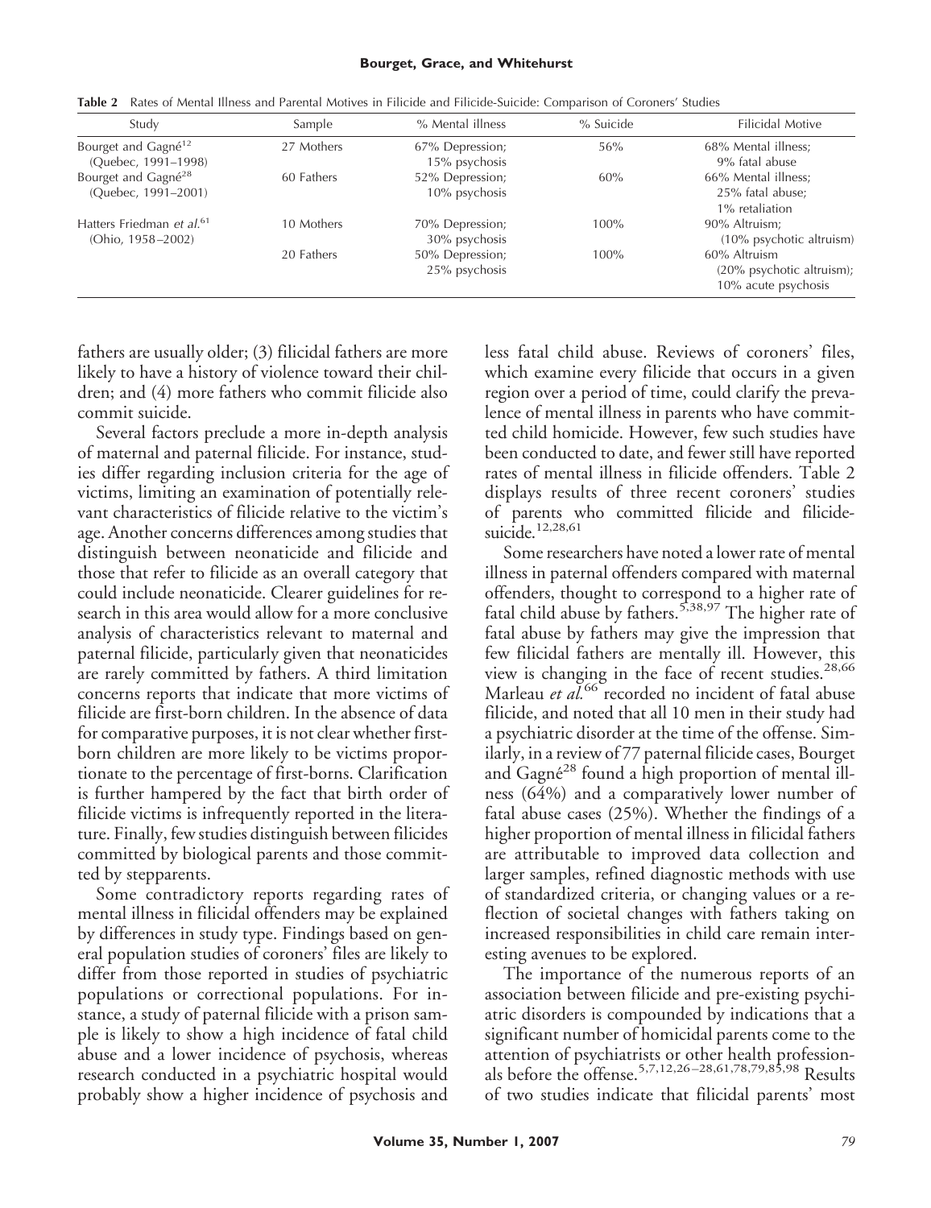**Table 2** Rates of Mental Illness and Parental Motives in Filicide and Filicide-Suicide: Comparison of Coroners' Studies

| Study | Sample | % Mental illness | % Suicide | Filicidal Motive |
|---|---|---|---|---|
| Bourget and Gagné[12] (Quebec, 1991–1998) | 27 Mothers | 67% Depression; 15% psychosis | 56% | 68% Mental illness; 9% fatal abuse |
| Bourget and Gagné[28] (Quebec, 1991–2001) | 60 Fathers | 52% Depression; 10% psychosis | 60% | 66% Mental illness; 25% fatal abuse; 1% retaliation |
| Hatters Friedman *et al.*[61] (Ohio, 1958–2002) | 10 Mothers | 70% Depression; 30% psychosis | 100% | 90% Altruism; (10% psychotic altruism) |
| | 20 Fathers | 50% Depression; 25% psychosis | 100% | 60% Altruism (20% psychotic altruism); 10% acute psychosis |

fathers are usually older; (3) filicidal fathers are more likely to have a history of violence toward their children; and (4) more fathers who commit filicide also commit suicide.

Several factors preclude a more in-depth analysis of maternal and paternal filicide. For instance, studies differ regarding inclusion criteria for the age of victims, limiting an examination of potentially relevant characteristics of filicide relative to the victim's age. Another concerns differences among studies that distinguish between neonaticide and filicide and those that refer to filicide as an overall category that could include neonaticide. Clearer guidelines for research in this area would allow for a more conclusive analysis of characteristics relevant to maternal and paternal filicide, particularly given that neonaticides are rarely committed by fathers. A third limitation concerns reports that indicate that more victims of filicide are first-born children. In the absence of data for comparative purposes, it is not clear whether first-born children are more likely to be victims proportionate to the percentage of first-borns. Clarification is further hampered by the fact that birth order of filicide victims is infrequently reported in the literature. Finally, few studies distinguish between filicides committed by biological parents and those committed by stepparents.

Some contradictory reports regarding rates of mental illness in filicidal offenders may be explained by differences in study type. Findings based on general population studies of coroners' files are likely to differ from those reported in studies of psychiatric populations or correctional populations. For instance, a study of paternal filicide with a prison sample is likely to show a high incidence of fatal child abuse and a lower incidence of psychosis, whereas research conducted in a psychiatric hospital would probably show a higher incidence of psychosis and less fatal child abuse. Reviews of coroners' files, which examine every filicide that occurs in a given region over a period of time, could clarify the prevalence of mental illness in parents who have committed child homicide. However, few such studies have been conducted to date, and fewer still have reported rates of mental illness in filicide offenders. Table 2 displays results of three recent coroners' studies of parents who committed filicide and filicide-suicide.[12,28,61]

Some researchers have noted a lower rate of mental illness in paternal offenders compared with maternal offenders, thought to correspond to a higher rate of fatal child abuse by fathers.[5,38,97] The higher rate of fatal abuse by fathers may give the impression that few filicidal fathers are mentally ill. However, this view is changing in the face of recent studies.[28,66] Marleau *et al.*[66] recorded no incident of fatal abuse filicide, and noted that all 10 men in their study had a psychiatric disorder at the time of the offense. Similarly, in a review of 77 paternal filicide cases, Bourget and Gagné[28] found a high proportion of mental illness (64%) and a comparatively lower number of fatal abuse cases (25%). Whether the findings of a higher proportion of mental illness in filicidal fathers are attributable to improved data collection and larger samples, refined diagnostic methods with use of standardized criteria, or changing values or a reflection of societal changes with fathers taking on increased responsibilities in child care remain interesting avenues to be explored.

The importance of the numerous reports of an association between filicide and pre-existing psychiatric disorders is compounded by indications that a significant number of homicidal parents come to the attention of psychiatrists or other health professionals before the offense.[5,7,12,26–28,61,78,79,85,98] Results of two studies indicate that filicidal parents' most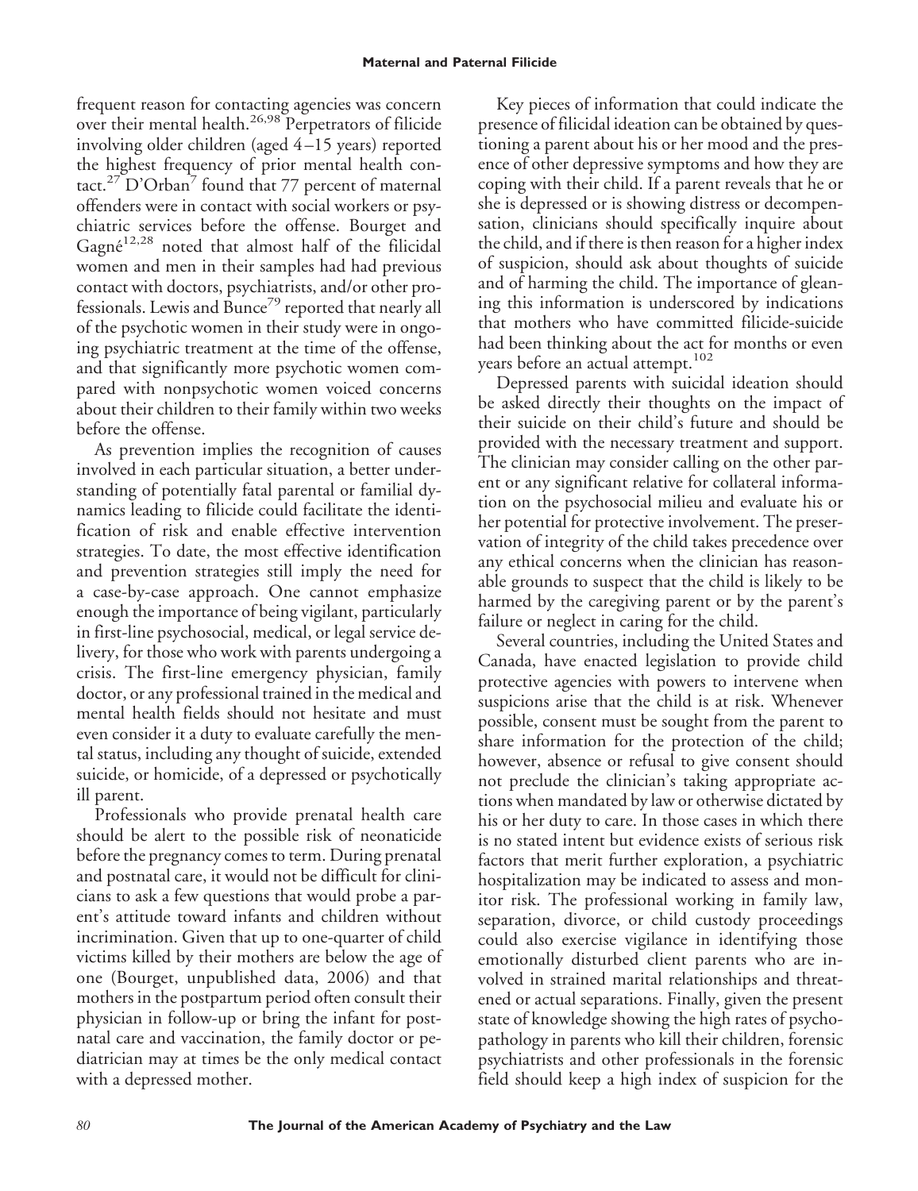frequent reason for contacting agencies was concern over their mental health.[26,98] Perpetrators of filicide involving older children (aged 4–15 years) reported the highest frequency of prior mental health contact.[27] D'Orban[7] found that 77 percent of maternal offenders were in contact with social workers or psychiatric services before the offense. Bourget and Gagné[12,28] noted that almost half of the filicidal women and men in their samples had had previous contact with doctors, psychiatrists, and/or other professionals. Lewis and Bunce[79] reported that nearly all of the psychotic women in their study were in ongoing psychiatric treatment at the time of the offense, and that significantly more psychotic women compared with nonpsychotic women voiced concerns about their children to their family within two weeks before the offense.

As prevention implies the recognition of causes involved in each particular situation, a better understanding of potentially fatal parental or familial dynamics leading to filicide could facilitate the identification of risk and enable effective intervention strategies. To date, the most effective identification and prevention strategies still imply the need for a case-by-case approach. One cannot emphasize enough the importance of being vigilant, particularly in first-line psychosocial, medical, or legal service delivery, for those who work with parents undergoing a crisis. The first-line emergency physician, family doctor, or any professional trained in the medical and mental health fields should not hesitate and must even consider it a duty to evaluate carefully the mental status, including any thought of suicide, extended suicide, or homicide, of a depressed or psychotically ill parent.

Professionals who provide prenatal health care should be alert to the possible risk of neonaticide before the pregnancy comes to term. During prenatal and postnatal care, it would not be difficult for clinicians to ask a few questions that would probe a parent's attitude toward infants and children without incrimination. Given that up to one-quarter of child victims killed by their mothers are below the age of one (Bourget, unpublished data, 2006) and that mothers in the postpartum period often consult their physician in follow-up or bring the infant for postnatal care and vaccination, the family doctor or pediatrician may at times be the only medical contact with a depressed mother.

Key pieces of information that could indicate the presence of filicidal ideation can be obtained by questioning a parent about his or her mood and the presence of other depressive symptoms and how they are coping with their child. If a parent reveals that he or she is depressed or is showing distress or decompensation, clinicians should specifically inquire about the child, and if there is then reason for a higher index of suspicion, should ask about thoughts of suicide and of harming the child. The importance of gleaning this information is underscored by indications that mothers who have committed filicide-suicide had been thinking about the act for months or even years before an actual attempt.[102]

Depressed parents with suicidal ideation should be asked directly their thoughts on the impact of their suicide on their child's future and should be provided with the necessary treatment and support. The clinician may consider calling on the other parent or any significant relative for collateral information on the psychosocial milieu and evaluate his or her potential for protective involvement. The preservation of integrity of the child takes precedence over any ethical concerns when the clinician has reasonable grounds to suspect that the child is likely to be harmed by the caregiving parent or by the parent's failure or neglect in caring for the child.

Several countries, including the United States and Canada, have enacted legislation to provide child protective agencies with powers to intervene when suspicions arise that the child is at risk. Whenever possible, consent must be sought from the parent to share information for the protection of the child; however, absence or refusal to give consent should not preclude the clinician's taking appropriate actions when mandated by law or otherwise dictated by his or her duty to care. In those cases in which there is no stated intent but evidence exists of serious risk factors that merit further exploration, a psychiatric hospitalization may be indicated to assess and monitor risk. The professional working in family law, separation, divorce, or child custody proceedings could also exercise vigilance in identifying those emotionally disturbed client parents who are involved in strained marital relationships and threatened or actual separations. Finally, given the present state of knowledge showing the high rates of psychopathology in parents who kill their children, forensic psychiatrists and other professionals in the forensic field should keep a high index of suspicion for the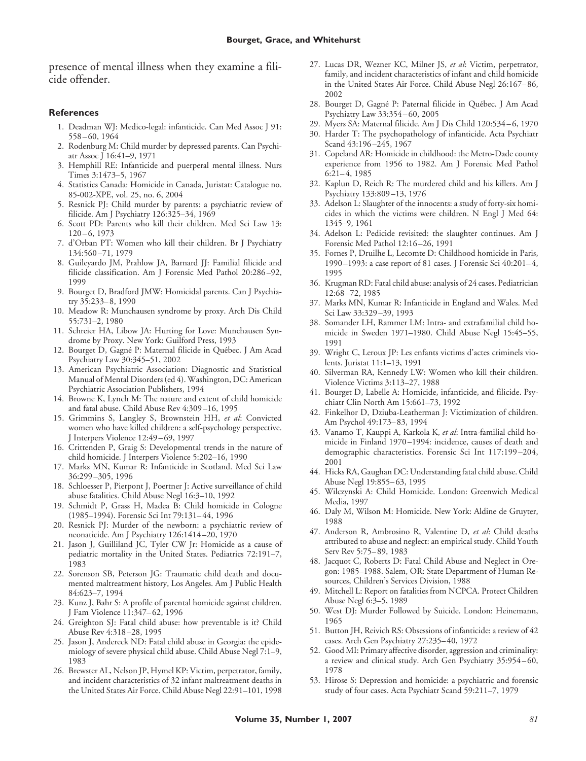presence of mental illness when they examine a filicide offender.

## References

1. Deadman WJ: Medico-legal: infanticide. Can Med Assoc J 91: 558–60, 1964
2. Rodenburg M: Child murder by depressed parents. Can Psychiatr Assoc J 16:41–9, 1971
3. Hemphill RE: Infanticide and puerperal mental illness. Nurs Times 3:1473–5, 1967
4. Statistics Canada: Homicide in Canada, Juristat: Catalogue no. 85-002-XPE, vol. 25, no. 6, 2004
5. Resnick PJ: Child murder by parents: a psychiatric review of filicide. Am J Psychiatry 126:325–34, 1969
6. Scott PD: Parents who kill their children. Med Sci Law 13: 120–6, 1973
7. d'Orban PT: Women who kill their children. Br J Psychiatry 134:560–71, 1979
8. Guileyardo JM, Prahlow JA, Barnard JJ: Familial filicide and filicide classification. Am J Forensic Med Pathol 20:286–92, 1999
9. Bourget D, Bradford JMW: Homicidal parents. Can J Psychiatry 35:233–8, 1990
10. Meadow R: Munchausen syndrome by proxy. Arch Dis Child 55:731–2, 1980
11. Schreier HA, Libow JA: Hurting for Love: Munchausen Syndrome by Proxy. New York: Guilford Press, 1993
12. Bourget D, Gagné P: Maternal filicide in Québec. J Am Acad Psychiatry Law 30:345–51, 2002
13. American Psychiatric Association: Diagnostic and Statistical Manual of Mental Disorders (ed 4). Washington, DC: American Psychiatric Association Publishers, 1994
14. Browne K, Lynch M: The nature and extent of child homicide and fatal abuse. Child Abuse Rev 4:309–16, 1995
15. Grimmins S, Langley S, Brownstein HH, *et al*: Convicted women who have killed children: a self-psychology perspective. J Interpers Violence 12:49–69, 1997
16. Crittenden P, Graig S: Developmental trends in the nature of child homicide. J Interpers Violence 5:202–16, 1990
17. Marks MN, Kumar R: Infanticide in Scotland. Med Sci Law 36:299–305, 1996
18. Schloesser P, Pierpont J, Poertner J: Active surveillance of child abuse fatalities. Child Abuse Negl 16:3–10, 1992
19. Schmidt P, Grass H, Madea B: Child homicide in Cologne (1985–1994). Forensic Sci Int 79:131–44, 1996
20. Resnick PJ: Murder of the newborn: a psychiatric review of neonaticide. Am J Psychiatry 126:1414–20, 1970
21. Jason J, Guilliland JC, Tyler CW Jr: Homicide as a cause of pediatric mortality in the United States. Pediatrics 72:191–7, 1983
22. Sorenson SB, Peterson JG: Traumatic child death and documented maltreatment history, Los Angeles. Am J Public Health 84:623–7, 1994
23. Kunz J, Bahr S: A profile of parental homicide against children. J Fam Violence 11:347–62, 1996
24. Greighton SJ: Fatal child abuse: how preventable is it? Child Abuse Rev 4:318–28, 1995
25. Jason J, Andereck ND: Fatal child abuse in Georgia: the epidemiology of severe physical child abuse. Child Abuse Negl 7:1–9, 1983
26. Brewster AL, Nelson JP, Hymel KP: Victim, perpetrator, family, and incident characteristics of 32 infant maltreatment deaths in the United States Air Force. Child Abuse Negl 22:91–101, 1998
27. Lucas DR, Wezner KC, Milner JS, *et al*: Victim, perpetrator, family, and incident characteristics of infant and child homicide in the United States Air Force. Child Abuse Negl 26:167–86, 2002
28. Bourget D, Gagné P: Paternal filicide in Québec. J Am Acad Psychiatry Law 33:354–60, 2005
29. Myers SA: Maternal filicide. Am J Dis Child 120:534–6, 1970
30. Harder T: The psychopathology of infanticide. Acta Psychiatr Scand 43:196–245, 1967
31. Copeland AR: Homicide in childhood: the Metro-Dade county experience from 1956 to 1982. Am J Forensic Med Pathol 6:21–4, 1985
32. Kaplun D, Reich R: The murdered child and his killers. Am J Psychiatry 133:809–13, 1976
33. Adelson L: Slaughter of the innocents: a study of forty-six homicides in which the victims were children. N Engl J Med 64: 1345–9, 1961
34. Adelson L: Pedicide revisited: the slaughter continues. Am J Forensic Med Pathol 12:16–26, 1991
35. Fornes P, Druilhe L, Lecomte D: Childhood homicide in Paris, 1990–1993: a case report of 81 cases. J Forensic Sci 40:201–4, 1995
36. Krugman RD: Fatal child abuse: analysis of 24 cases. Pediatrician 12:68–72, 1985
37. Marks MN, Kumar R: Infanticide in England and Wales. Med Sci Law 33:329–39, 1993
38. Somander LH, Rammer LM: Intra- and extrafamilial child homicide in Sweden 1971–1980. Child Abuse Negl 15:45–55, 1991
39. Wright C, Leroux JP: Les enfants victims d'actes criminels violents. Juristat 11:1–13, 1991
40. Silverman RA, Kennedy LW: Women who kill their children. Violence Victims 3:113–27, 1988
41. Bourget D, Labelle A: Homicide, infanticide, and filicide. Psychiatr Clin North Am 15:661–73, 1992
42. Finkelhor D, Dziuba-Leatherman J: Victimization of children. Am Psychol 49:173–83, 1994
43. Vanamo T, Kauppi A, Karkola K, *et al*: Intra-familial child homicide in Finland 1970–1994: incidence, causes of death and demographic characteristics. Forensic Sci Int 117:199–204, 2001
44. Hicks RA, Gaughan DC: Understanding fatal child abuse. Child Abuse Negl 19:855–63, 1995
45. Wilczynski A: Child Homicide. London: Greenwich Medical Media, 1997
46. Daly M, Wilson M: Homicide. New York: Aldine de Gruyter, 1988
47. Anderson R, Ambrosino R, Valentine D, *et al*: Child deaths attributed to abuse and neglect: an empirical study. Child Youth Serv Rev 5:75–89, 1983
48. Jacquot C, Roberts D: Fatal Child Abuse and Neglect in Oregon: 1985–1988. Salem, OR: State Department of Human Resources, Children's Services Division, 1988
49. Mitchell L: Report on fatalities from NCPCA. Protect Children Abuse Negl 6:3–5, 1989
50. West DJ: Murder Followed by Suicide. London: Heinemann, 1965
51. Button JH, Reivich RS: Obsessions of infanticide: a review of 42 cases. Arch Gen Psychiatry 27:235–40, 1972
52. Good MI: Primary affective disorder, aggression and criminality: a review and clinical study. Arch Gen Psychiatry 35:954–60, 1978
53. Hirose S: Depression and homicide: a psychiatric and forensic study of four cases. Acta Psychiatr Scand 59:211–7, 1979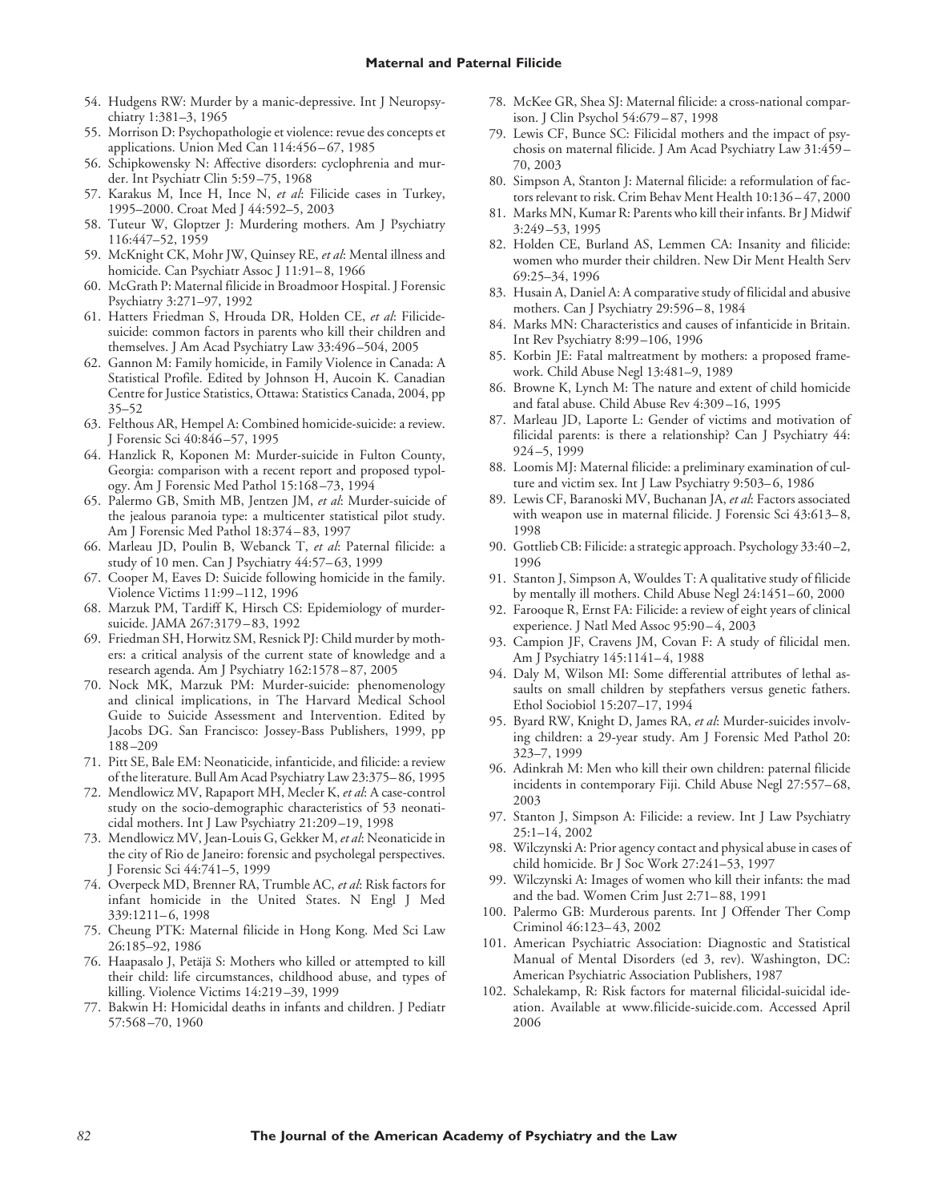54. Hudgens RW: Murder by a manic-depressive. Int J Neuropsychiatry 1:381–3, 1965
55. Morrison D: Psychopathologie et violence: revue des concepts et applications. Union Med Can 114:456–67, 1985
56. Schipkowensky N: Affective disorders: cyclophrenia and murder. Int Psychiatr Clin 5:59–75, 1968
57. Karakus M, Ince H, Ince N, *et al*: Filicide cases in Turkey, 1995–2000. Croat Med J 44:592–5, 2003
58. Tuteur W, Gloptzer J: Murdering mothers. Am J Psychiatry 116:447–52, 1959
59. McKnight CK, Mohr JW, Quinsey RE, *et al*: Mental illness and homicide. Can Psychiatr Assoc J 11:91–8, 1966
60. McGrath P: Maternal filicide in Broadmoor Hospital. J Forensic Psychiatry 3:271–97, 1992
61. Hatters Friedman S, Hrouda DR, Holden CE, *et al*: Filicide-suicide: common factors in parents who kill their children and themselves. J Am Acad Psychiatry Law 33:496–504, 2005
62. Gannon M: Family homicide, in Family Violence in Canada: A Statistical Profile. Edited by Johnson H, Aucoin K. Canadian Centre for Justice Statistics, Ottawa: Statistics Canada, 2004, pp 35–52
63. Felthous AR, Hempel A: Combined homicide-suicide: a review. J Forensic Sci 40:846–57, 1995
64. Hanzlick R, Koponen M: Murder-suicide in Fulton County, Georgia: comparison with a recent report and proposed typology. Am J Forensic Med Pathol 15:168–73, 1994
65. Palermo GB, Smith MB, Jentzen JM, *et al*: Murder-suicide of the jealous paranoia type: a multicenter statistical pilot study. Am J Forensic Med Pathol 18:374–83, 1997
66. Marleau JD, Poulin B, Webanck T, *et al*: Paternal filicide: a study of 10 men. Can J Psychiatry 44:57–63, 1999
67. Cooper M, Eaves D: Suicide following homicide in the family. Violence Victims 11:99–112, 1996
68. Marzuk PM, Tardiff K, Hirsch CS: Epidemiology of murder-suicide. JAMA 267:3179–83, 1992
69. Friedman SH, Horwitz SM, Resnick PJ: Child murder by mothers: a critical analysis of the current state of knowledge and a research agenda. Am J Psychiatry 162:1578–87, 2005
70. Nock MK, Marzuk PM: Murder-suicide: phenomenology and clinical implications, in The Harvard Medical School Guide to Suicide Assessment and Intervention. Edited by Jacobs DG. San Francisco: Jossey-Bass Publishers, 1999, pp 188–209
71. Pitt SE, Bale EM: Neonaticide, infanticide, and filicide: a review of the literature. Bull Am Acad Psychiatry Law 23:375–86, 1995
72. Mendlowicz MV, Rapaport MH, Mecler K, *et al*: A case-control study on the socio-demographic characteristics of 53 neonaticidal mothers. Int J Law Psychiatry 21:209–19, 1998
73. Mendlowicz MV, Jean-Louis G, Gekker M, *et al*: Neonaticide in the city of Rio de Janeiro: forensic and psycholegal perspectives. J Forensic Sci 44:741–5, 1999
74. Overpeck MD, Brenner RA, Trumble AC, *et al*: Risk factors for infant homicide in the United States. N Engl J Med 339:1211–6, 1998
75. Cheung PTK: Maternal filicide in Hong Kong. Med Sci Law 26:185–92, 1986
76. Haapasalo J, Petäjä S: Mothers who killed or attempted to kill their child: life circumstances, childhood abuse, and types of killing. Violence Victims 14:219–39, 1999
77. Bakwin H: Homicidal deaths in infants and children. J Pediatr 57:568–70, 1960
78. McKee GR, Shea SJ: Maternal filicide: a cross-national comparison. J Clin Psychol 54:679–87, 1998
79. Lewis CF, Bunce SC: Filicidal mothers and the impact of psychosis on maternal filicide. J Am Acad Psychiatry Law 31:459–70, 2003
80. Simpson A, Stanton J: Maternal filicide: a reformulation of factors relevant to risk. Crim Behav Ment Health 10:136–47, 2000
81. Marks MN, Kumar R: Parents who kill their infants. Br J Midwif 3:249–53, 1995
82. Holden CE, Burland AS, Lemmen CA: Insanity and filicide: women who murder their children. New Dir Ment Health Serv 69:25–34, 1996
83. Husain A, Daniel A: A comparative study of filicidal and abusive mothers. Can J Psychiatry 29:596–8, 1984
84. Marks MN: Characteristics and causes of infanticide in Britain. Int Rev Psychiatry 8:99–106, 1996
85. Korbin JE: Fatal maltreatment by mothers: a proposed framework. Child Abuse Negl 13:481–9, 1989
86. Browne K, Lynch M: The nature and extent of child homicide and fatal abuse. Child Abuse Rev 4:309–16, 1995
87. Marleau JD, Laporte L: Gender of victims and motivation of filicidal parents: is there a relationship? Can J Psychiatry 44: 924–5, 1999
88. Loomis MJ: Maternal filicide: a preliminary examination of culture and victim sex. Int J Law Psychiatry 9:503–6, 1986
89. Lewis CF, Baranoski MV, Buchanan JA, *et al*: Factors associated with weapon use in maternal filicide. J Forensic Sci 43:613–8, 1998
90. Gottlieb CB: Filicide: a strategic approach. Psychology 33:40–2, 1996
91. Stanton J, Simpson A, Wouldes T: A qualitative study of filicide by mentally ill mothers. Child Abuse Negl 24:1451–60, 2000
92. Farooque R, Ernst FA: Filicide: a review of eight years of clinical experience. J Natl Med Assoc 95:90–4, 2003
93. Campion JF, Cravens JM, Covan F: A study of filicidal men. Am J Psychiatry 145:1141–4, 1988
94. Daly M, Wilson MI: Some differential attributes of lethal assaults on small children by stepfathers versus genetic fathers. Ethol Sociobiol 15:207–17, 1994
95. Byard RW, Knight D, James RA, *et al*: Murder-suicides involving children: a 29-year study. Am J Forensic Med Pathol 20: 323–7, 1999
96. Adinkrah M: Men who kill their own children: paternal filicide incidents in contemporary Fiji. Child Abuse Negl 27:557–68, 2003
97. Stanton J, Simpson A: Filicide: a review. Int J Law Psychiatry 25:1–14, 2002
98. Wilczynski A: Prior agency contact and physical abuse in cases of child homicide. Br J Soc Work 27:241–53, 1997
99. Wilczynski A: Images of women who kill their infants: the mad and the bad. Women Crim Just 2:71–88, 1991
100. Palermo GB: Murderous parents. Int J Offender Ther Comp Criminol 46:123–43, 2002
101. American Psychiatric Association: Diagnostic and Statistical Manual of Mental Disorders (ed 3, rev). Washington, DC: American Psychiatric Association Publishers, 1987
102. Schalekamp, R: Risk factors for maternal filicidal-suicidal ideation. Available at www.filicide-suicide.com. Accessed April 2006